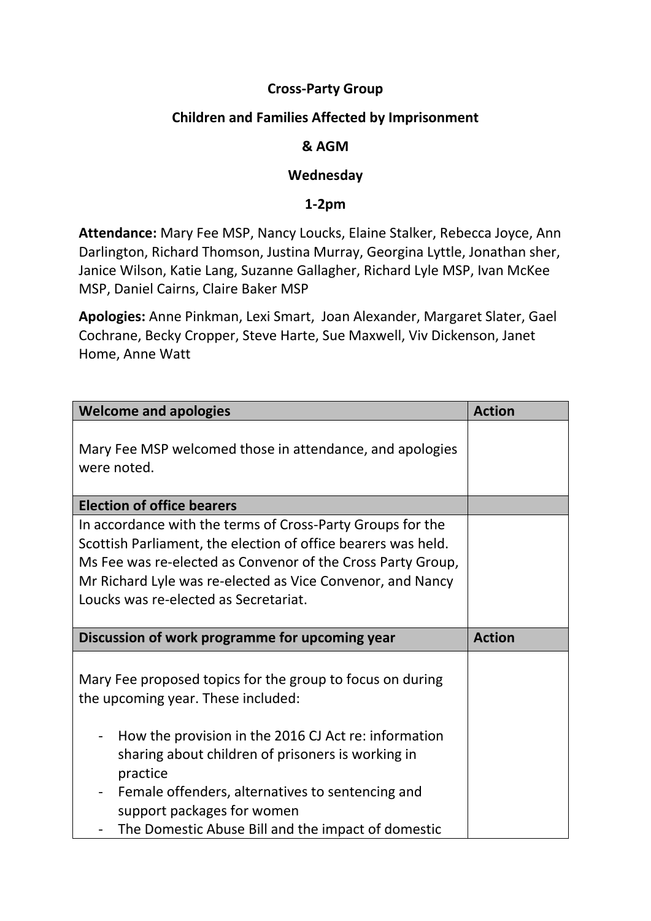**Cross-Party Group**

**Children and Families Affected by Imprisonment**

**& AGM**

**Wednesday**

**1-2pm**

**Attendance:** Mary Fee MSP, Nancy Loucks, Elaine Stalker, Rebecca Joyce, Ann Darlington, Richard Thomson, Justina Murray, Georgina Lyttle, Jonathan sher, Janice Wilson, Katie Lang, Suzanne Gallagher, Richard Lyle MSP, Ivan McKee MSP, Daniel Cairns, Claire Baker MSP

**Apologies:** Anne Pinkman, Lexi Smart, Joan Alexander, Margaret Slater, Gael Cochrane, Becky Cropper, Steve Harte, Sue Maxwell, Viv Dickenson, Janet Home, Anne Watt

| **Welcome and apologies** | **Action** |
| --- | --- |
| Mary Fee MSP welcomed those in attendance, and apologies were noted. | |
| **Election of office bearers** | |
| In accordance with the terms of Cross-Party Groups for the Scottish Parliament, the election of office bearers was held. Ms Fee was re-elected as Convenor of the Cross Party Group, Mr Richard Lyle was re-elected as Vice Convenor, and Nancy Loucks was re-elected as Secretariat. | |
| **Discussion of work programme for upcoming year** | **Action** |
| Mary Fee proposed topics for the group to focus on during the upcoming year. These included:<br><br>- How the provision in the 2016 CJ Act re: information sharing about children of prisoners is working in practice<br>- Female offenders, alternatives to sentencing and support packages for women<br>- The Domestic Abuse Bill and the impact of domestic | |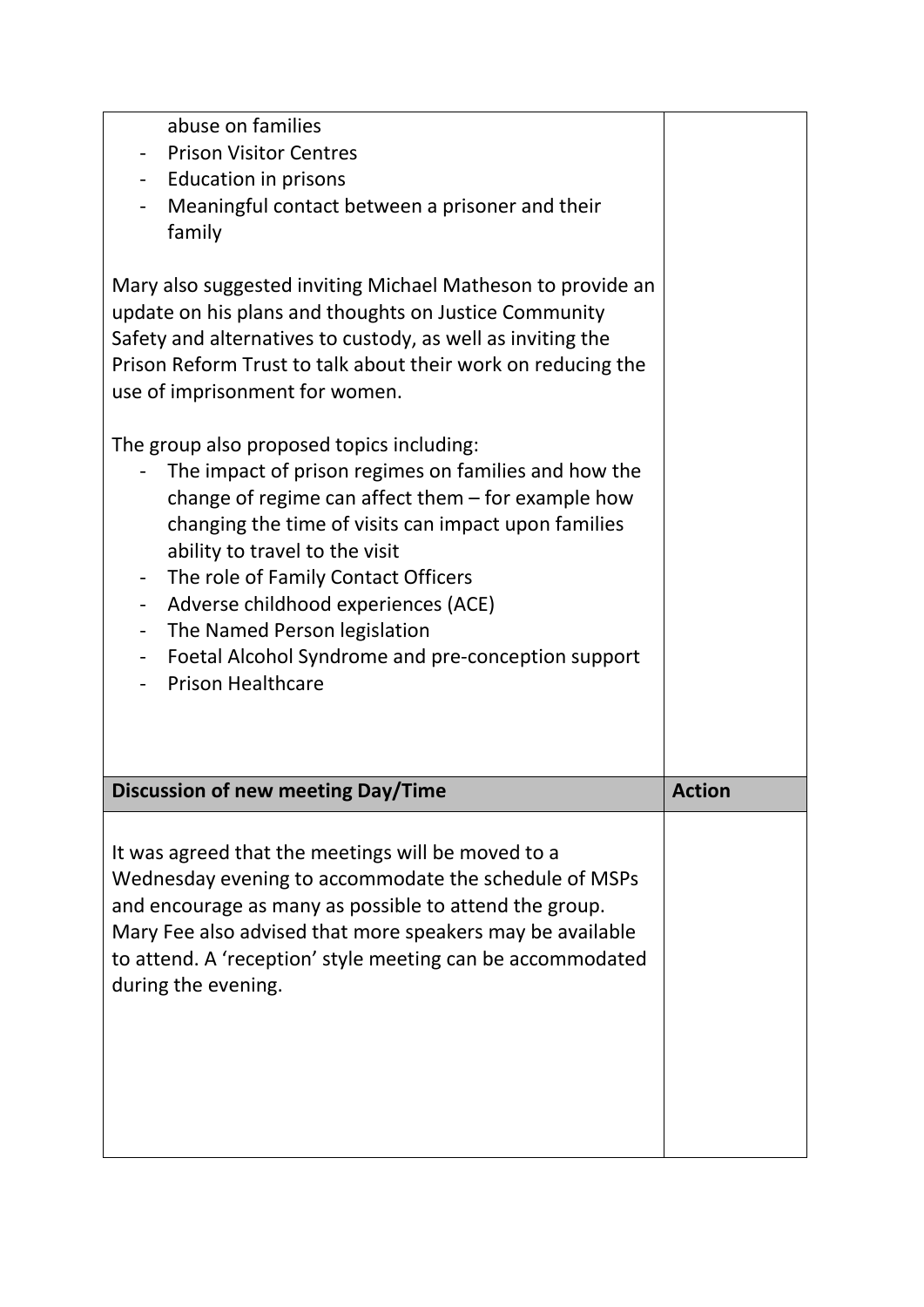| | |
|---|---|
| abuse on families<br>- Prison Visitor Centres<br>- Education in prisons<br>- Meaningful contact between a prisoner and their family<br><br>Mary also suggested inviting Michael Matheson to provide an update on his plans and thoughts on Justice Community Safety and alternatives to custody, as well as inviting the Prison Reform Trust to talk about their work on reducing the use of imprisonment for women.<br><br>The group also proposed topics including:<br>- The impact of prison regimes on families and how the change of regime can affect them – for example how changing the time of visits can impact upon families ability to travel to the visit<br>- The role of Family Contact Officers<br>- Adverse childhood experiences (ACE)<br>- The Named Person legislation<br>- Foetal Alcohol Syndrome and pre-conception support<br>- Prison Healthcare | |
| **Discussion of new meeting Day/Time** | **Action** |
| It was agreed that the meetings will be moved to a Wednesday evening to accommodate the schedule of MSPs and encourage as many as possible to attend the group. Mary Fee also advised that more speakers may be available to attend. A 'reception' style meeting can be accommodated during the evening. | |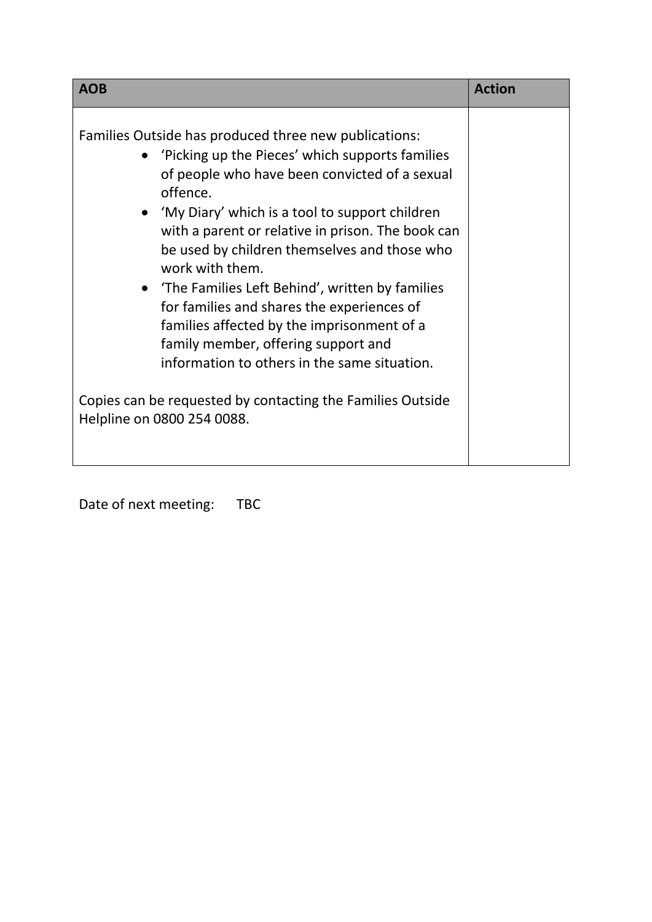| AOB | Action |
| --- | --- |
| Families Outside has produced three new publications:<br>• 'Picking up the Pieces' which supports families of people who have been convicted of a sexual offence.<br>• 'My Diary' which is a tool to support children with a parent or relative in prison. The book can be used by children themselves and those who work with them.<br>• 'The Families Left Behind', written by families for families and shares the experiences of families affected by the imprisonment of a family member, offering support and information to others in the same situation.<br><br>Copies can be requested by contacting the Families Outside Helpline on 0800 254 0088. | |

Date of next meeting: TBC